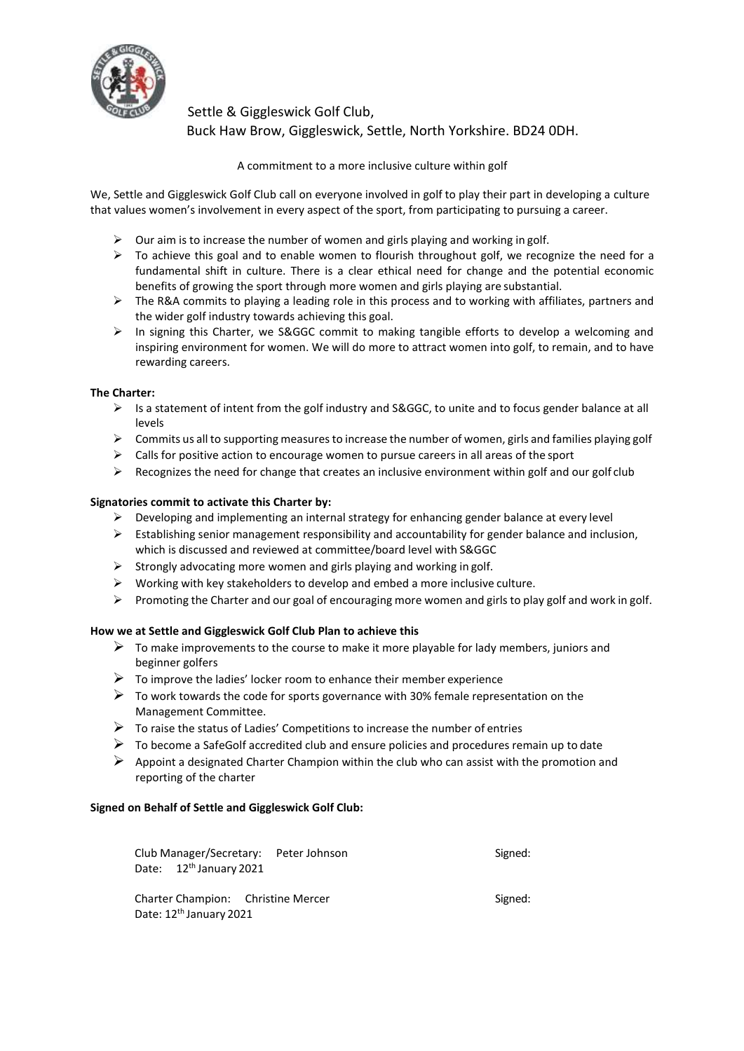Settle & Giggleswick Golf Club,
Buck Haw Brow, Giggleswick, Settle, North Yorkshire. BD24 0DH.

A commitment to a more inclusive culture within golf

We, Settle and Giggleswick Golf Club call on everyone involved in golf to play their part in developing a culture that values women's involvement in every aspect of the sport, from participating to pursuing a career.

- Our aim is to increase the number of women and girls playing and working in golf.
- To achieve this goal and to enable women to flourish throughout golf, we recognize the need for a fundamental shift in culture. There is a clear ethical need for change and the potential economic benefits of growing the sport through more women and girls playing are substantial.
- The R&A commits to playing a leading role in this process and to working with affiliates, partners and the wider golf industry towards achieving this goal.
- In signing this Charter, we S&GGC commit to making tangible efforts to develop a welcoming and inspiring environment for women. We will do more to attract women into golf, to remain, and to have rewarding careers.

**The Charter:**

- Is a statement of intent from the golf industry and S&GGC, to unite and to focus gender balance at all levels
- Commits us all to supporting measures to increase the number of women, girls and families playing golf
- Calls for positive action to encourage women to pursue careers in all areas of the sport
- Recognizes the need for change that creates an inclusive environment within golf and our golf club

**Signatories commit to activate this Charter by:**

- Developing and implementing an internal strategy for enhancing gender balance at every level
- Establishing senior management responsibility and accountability for gender balance and inclusion, which is discussed and reviewed at committee/board level with S&GGC
- Strongly advocating more women and girls playing and working in golf.
- Working with key stakeholders to develop and embed a more inclusive culture.
- Promoting the Charter and our goal of encouraging more women and girls to play golf and work in golf.

**How we at Settle and Giggleswick Golf Club Plan to achieve this**

- To make improvements to the course to make it more playable for lady members, juniors and beginner golfers
- To improve the ladies' locker room to enhance their member experience
- To work towards the code for sports governance with 30% female representation on the Management Committee.
- To raise the status of Ladies' Competitions to increase the number of entries
- To become a SafeGolf accredited club and ensure policies and procedures remain up to date
- Appoint a designated Charter Champion within the club who can assist with the promotion and reporting of the charter

**Signed on Behalf of Settle and Giggleswick Golf Club:**

Club Manager/Secretary: Peter Johnson Signed:
Date: 12th January 2021

Charter Champion: Christine Mercer Signed:
Date: 12th January 2021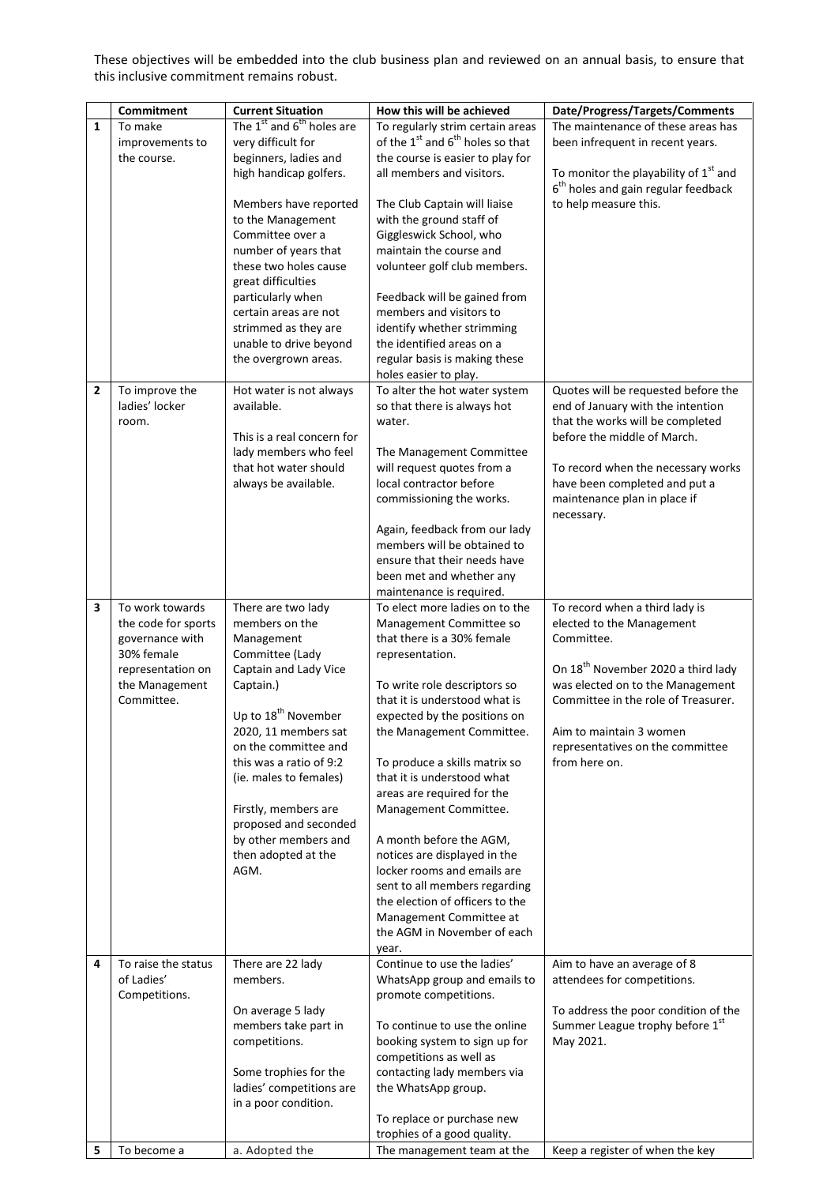These objectives will be embedded into the club business plan and reviewed on an annual basis, to ensure that this inclusive commitment remains robust.

| | Commitment | Current Situation | How this will be achieved | Date/Progress/Targets/Comments |
|---|---|---|---|---|
| 1 | To make improvements to the course. | The 1st and 6th holes are very difficult for beginners, ladies and high handicap golfers.<br><br>Members have reported to the Management Committee over a number of years that these two holes cause great difficulties particularly when certain areas are not strimmed as they are unable to drive beyond the overgrown areas. | To regularly strim certain areas of the 1st and 6th holes so that the course is easier to play for all members and visitors.<br><br>The Club Captain will liaise with the ground staff of Giggleswick School, who maintain the course and volunteer golf club members.<br><br>Feedback will be gained from members and visitors to identify whether strimming the identified areas on a regular basis is making these holes easier to play. | The maintenance of these areas has been infrequent in recent years.<br><br>To monitor the playability of 1st and 6th holes and gain regular feedback to help measure this. |
| 2 | To improve the ladies' locker room. | Hot water is not always available.<br><br>This is a real concern for lady members who feel that hot water should always be available. | To alter the hot water system so that there is always hot water.<br><br>The Management Committee will request quotes from a local contractor before commissioning the works.<br><br>Again, feedback from our lady members will be obtained to ensure that their needs have been met and whether any maintenance is required. | Quotes will be requested before the end of January with the intention that the works will be completed before the middle of March.<br><br>To record when the necessary works have been completed and put a maintenance plan in place if necessary. |
| 3 | To work towards the code for sports governance with 30% female representation on the Management Committee. | There are two lady members on the Management Committee (Lady Captain and Lady Vice Captain.)<br><br>Up to 18th November 2020, 11 members sat on the committee and this was a ratio of 9:2 (ie. males to females)<br><br>Firstly, members are proposed and seconded by other members and then adopted at the AGM. | To elect more ladies on to the Management Committee so that there is a 30% female representation.<br><br>To write role descriptors so that it is understood what is expected by the positions on the Management Committee.<br><br>To produce a skills matrix so that it is understood what areas are required for the Management Committee.<br><br>A month before the AGM, notices are displayed in the locker rooms and emails are sent to all members regarding the election of officers to the Management Committee at the AGM in November of each year. | To record when a third lady is elected to the Management Committee.<br><br>On 18th November 2020 a third lady was elected on to the Management Committee in the role of Treasurer.<br><br>Aim to maintain 3 women representatives on the committee from here on. |
| 4 | To raise the status of Ladies' Competitions. | There are 22 lady members.<br><br>On average 5 lady members take part in competitions.<br><br>Some trophies for the ladies' competitions are in a poor condition. | Continue to use the ladies' WhatsApp group and emails to promote competitions.<br><br>To continue to use the online booking system to sign up for competitions as well as contacting lady members via the WhatsApp group.<br><br>To replace or purchase new trophies of a good quality. | Aim to have an average of 8 attendees for competitions.<br><br>To address the poor condition of the Summer League trophy before 1st May 2021. |
| 5 | To become a | a. Adopted the | The management team at the | Keep a register of when the key |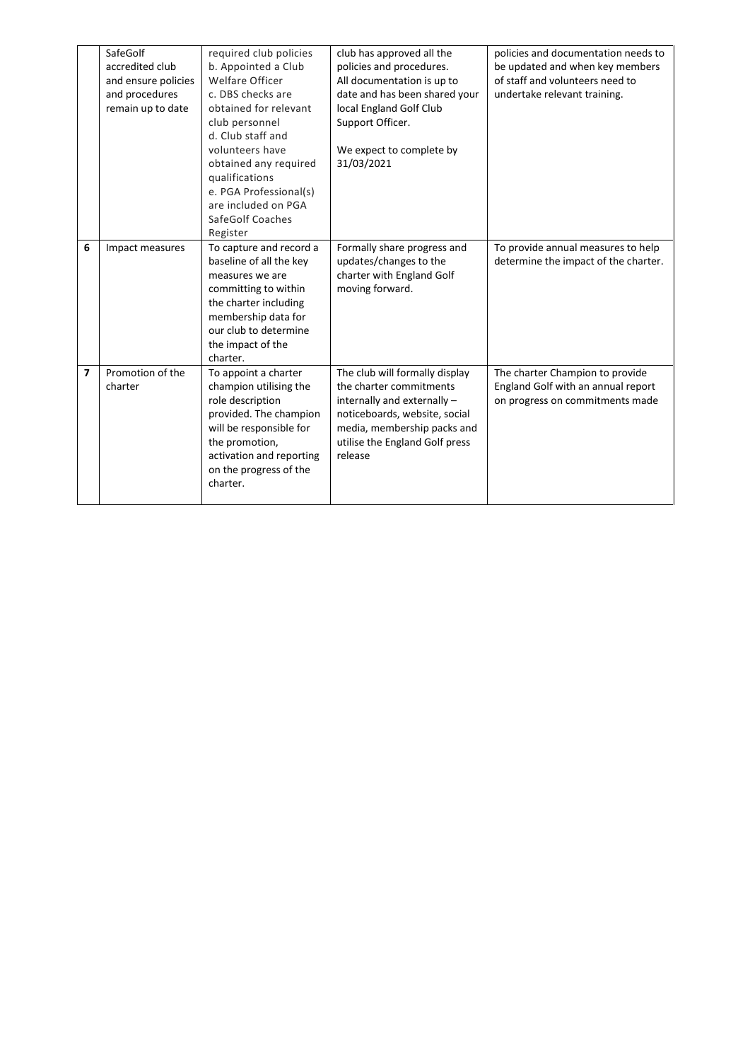| | | | | |
|---|---|---|---|---|
| | SafeGolf accredited club and ensure policies and procedures remain up to date | required club policies<br>b. Appointed a Club Welfare Officer<br>c. DBS checks are obtained for relevant club personnel<br>d. Club staff and volunteers have obtained any required qualifications<br>e. PGA Professional(s) are included on PGA SafeGolf Coaches Register | club has approved all the policies and procedures. All documentation is up to date and has been shared your local England Golf Club Support Officer.<br><br>We expect to complete by 31/03/2021 | policies and documentation needs to be updated and when key members of staff and volunteers need to undertake relevant training. |
| **6** | Impact measures | To capture and record a baseline of all the key measures we are committing to within the charter including membership data for our club to determine the impact of the charter. | Formally share progress and updates/changes to the charter with England Golf moving forward. | To provide annual measures to help determine the impact of the charter. |
| **7** | Promotion of the charter | To appoint a charter champion utilising the role description provided. The champion will be responsible for the promotion, activation and reporting on the progress of the charter. | The club will formally display the charter commitments internally and externally – noticeboards, website, social media, membership packs and utilise the England Golf press release | The charter Champion to provide England Golf with an annual report on progress on commitments made |